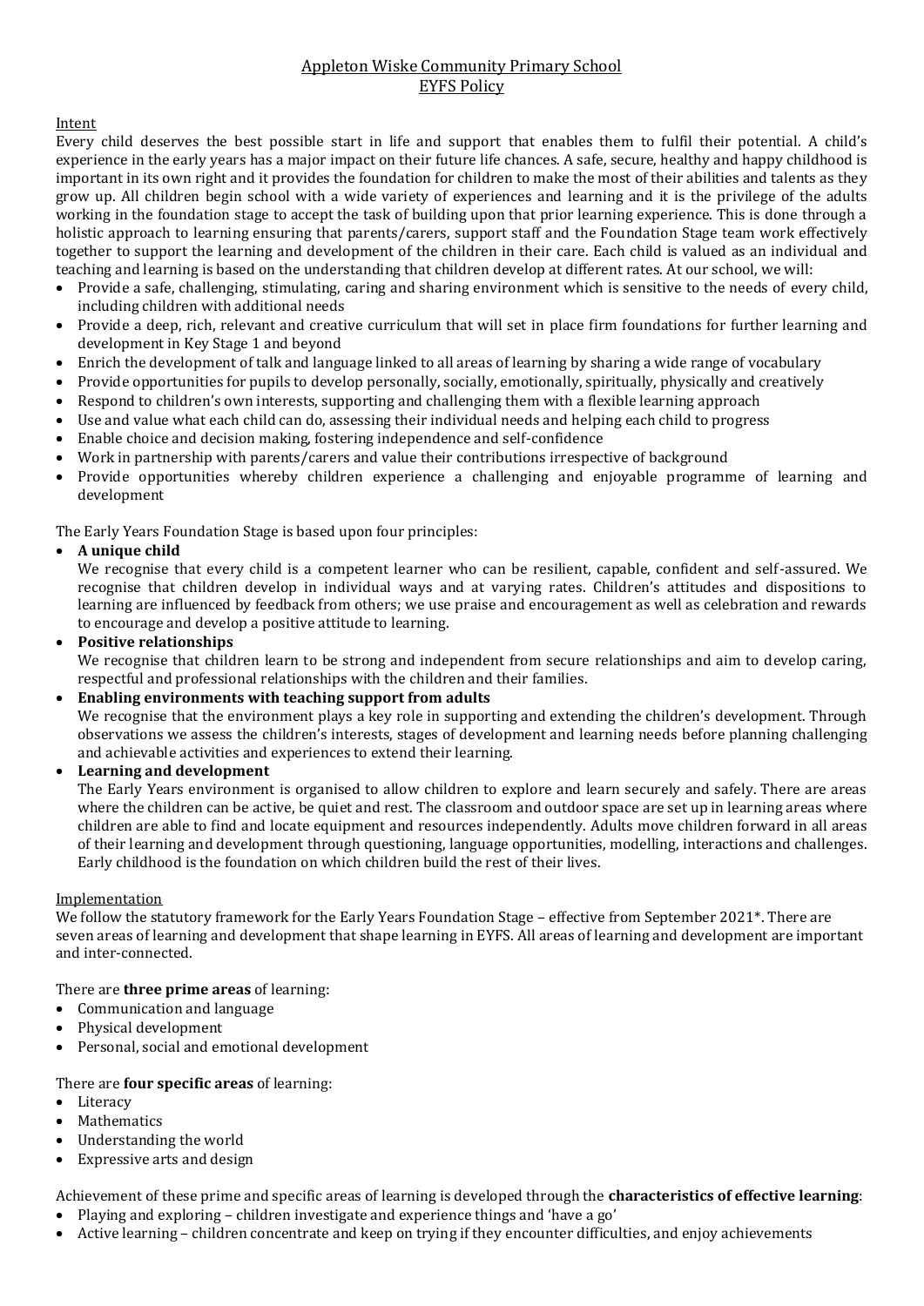# Appleton Wiske Community Primary School
## EYFS Policy

### Intent

Every child deserves the best possible start in life and support that enables them to fulfil their potential. A child's experience in the early years has a major impact on their future life chances. A safe, secure, healthy and happy childhood is important in its own right and it provides the foundation for children to make the most of their abilities and talents as they grow up. All children begin school with a wide variety of experiences and learning and it is the privilege of the adults working in the foundation stage to accept the task of building upon that prior learning experience. This is done through a holistic approach to learning ensuring that parents/carers, support staff and the Foundation Stage team work effectively together to support the learning and development of the children in their care. Each child is valued as an individual and teaching and learning is based on the understanding that children develop at different rates. At our school, we will:

- Provide a safe, challenging, stimulating, caring and sharing environment which is sensitive to the needs of every child, including children with additional needs
- Provide a deep, rich, relevant and creative curriculum that will set in place firm foundations for further learning and development in Key Stage 1 and beyond
- Enrich the development of talk and language linked to all areas of learning by sharing a wide range of vocabulary
- Provide opportunities for pupils to develop personally, socially, emotionally, spiritually, physically and creatively
- Respond to children's own interests, supporting and challenging them with a flexible learning approach
- Use and value what each child can do, assessing their individual needs and helping each child to progress
- Enable choice and decision making, fostering independence and self-confidence
- Work in partnership with parents/carers and value their contributions irrespective of background
- Provide opportunities whereby children experience a challenging and enjoyable programme of learning and development

The Early Years Foundation Stage is based upon four principles:

- **A unique child**
  We recognise that every child is a competent learner who can be resilient, capable, confident and self-assured. We recognise that children develop in individual ways and at varying rates. Children's attitudes and dispositions to learning are influenced by feedback from others; we use praise and encouragement as well as celebration and rewards to encourage and develop a positive attitude to learning.
- **Positive relationships**
  We recognise that children learn to be strong and independent from secure relationships and aim to develop caring, respectful and professional relationships with the children and their families.
- **Enabling environments with teaching support from adults**
  We recognise that the environment plays a key role in supporting and extending the children's development. Through observations we assess the children's interests, stages of development and learning needs before planning challenging and achievable activities and experiences to extend their learning.
- **Learning and development**
  The Early Years environment is organised to allow children to explore and learn securely and safely. There are areas where the children can be active, be quiet and rest. The classroom and outdoor space are set up in learning areas where children are able to find and locate equipment and resources independently. Adults move children forward in all areas of their learning and development through questioning, language opportunities, modelling, interactions and challenges. Early childhood is the foundation on which children build the rest of their lives.

### Implementation

We follow the statutory framework for the Early Years Foundation Stage – effective from September 2021*. There are seven areas of learning and development that shape learning in EYFS. All areas of learning and development are important and inter-connected.

There are **three prime areas** of learning:

- Communication and language
- Physical development
- Personal, social and emotional development

There are **four specific areas** of learning:

- Literacy
- Mathematics
- Understanding the world
- Expressive arts and design

Achievement of these prime and specific areas of learning is developed through the **characteristics of effective learning**:

- Playing and exploring – children investigate and experience things and 'have a go'
- Active learning – children concentrate and keep on trying if they encounter difficulties, and enjoy achievements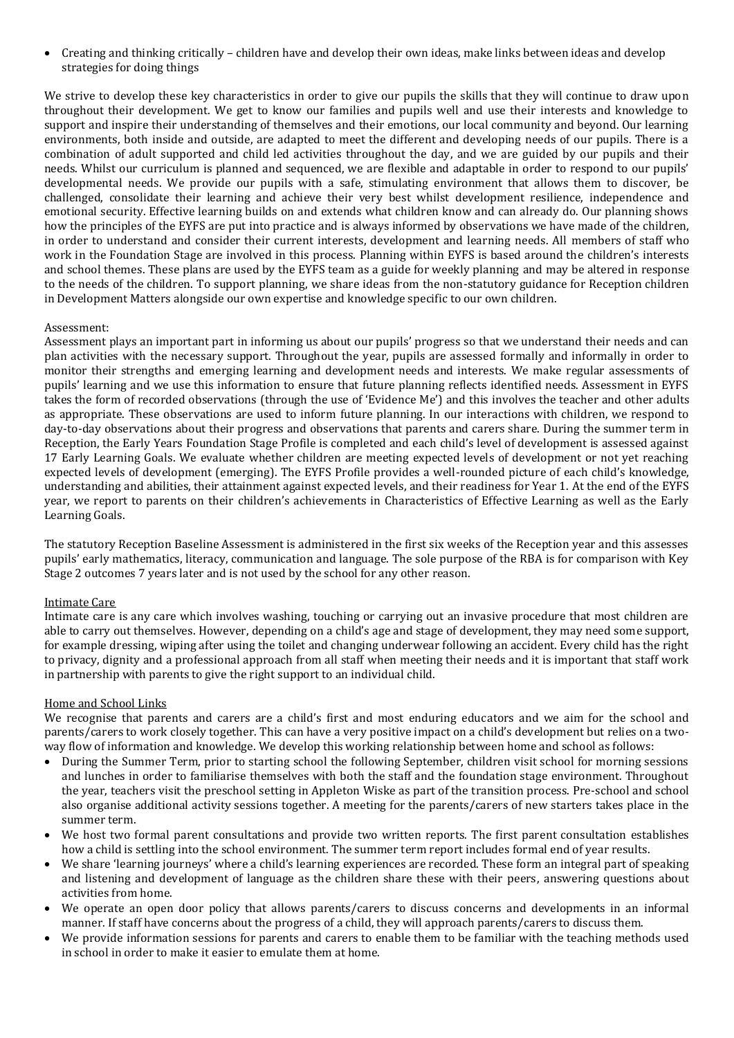- Creating and thinking critically – children have and develop their own ideas, make links between ideas and develop strategies for doing things

We strive to develop these key characteristics in order to give our pupils the skills that they will continue to draw upon throughout their development. We get to know our families and pupils well and use their interests and knowledge to support and inspire their understanding of themselves and their emotions, our local community and beyond. Our learning environments, both inside and outside, are adapted to meet the different and developing needs of our pupils. There is a combination of adult supported and child led activities throughout the day, and we are guided by our pupils and their needs. Whilst our curriculum is planned and sequenced, we are flexible and adaptable in order to respond to our pupils' developmental needs. We provide our pupils with a safe, stimulating environment that allows them to discover, be challenged, consolidate their learning and achieve their very best whilst development resilience, independence and emotional security. Effective learning builds on and extends what children know and can already do. Our planning shows how the principles of the EYFS are put into practice and is always informed by observations we have made of the children, in order to understand and consider their current interests, development and learning needs. All members of staff who work in the Foundation Stage are involved in this process. Planning within EYFS is based around the children's interests and school themes. These plans are used by the EYFS team as a guide for weekly planning and may be altered in response to the needs of the children. To support planning, we share ideas from the non-statutory guidance for Reception children in Development Matters alongside our own expertise and knowledge specific to our own children.

Assessment:

Assessment plays an important part in informing us about our pupils' progress so that we understand their needs and can plan activities with the necessary support. Throughout the year, pupils are assessed formally and informally in order to monitor their strengths and emerging learning and development needs and interests. We make regular assessments of pupils' learning and we use this information to ensure that future planning reflects identified needs. Assessment in EYFS takes the form of recorded observations (through the use of 'Evidence Me') and this involves the teacher and other adults as appropriate. These observations are used to inform future planning. In our interactions with children, we respond to day-to-day observations about their progress and observations that parents and carers share. During the summer term in Reception, the Early Years Foundation Stage Profile is completed and each child's level of development is assessed against 17 Early Learning Goals. We evaluate whether children are meeting expected levels of development or not yet reaching expected levels of development (emerging). The EYFS Profile provides a well-rounded picture of each child's knowledge, understanding and abilities, their attainment against expected levels, and their readiness for Year 1. At the end of the EYFS year, we report to parents on their children's achievements in Characteristics of Effective Learning as well as the Early Learning Goals.

The statutory Reception Baseline Assessment is administered in the first six weeks of the Reception year and this assesses pupils' early mathematics, literacy, communication and language. The sole purpose of the RBA is for comparison with Key Stage 2 outcomes 7 years later and is not used by the school for any other reason.

Intimate Care

Intimate care is any care which involves washing, touching or carrying out an invasive procedure that most children are able to carry out themselves. However, depending on a child's age and stage of development, they may need some support, for example dressing, wiping after using the toilet and changing underwear following an accident. Every child has the right to privacy, dignity and a professional approach from all staff when meeting their needs and it is important that staff work in partnership with parents to give the right support to an individual child.

Home and School Links

We recognise that parents and carers are a child's first and most enduring educators and we aim for the school and parents/carers to work closely together. This can have a very positive impact on a child's development but relies on a two-way flow of information and knowledge. We develop this working relationship between home and school as follows:

- During the Summer Term, prior to starting school the following September, children visit school for morning sessions and lunches in order to familiarise themselves with both the staff and the foundation stage environment. Throughout the year, teachers visit the preschool setting in Appleton Wiske as part of the transition process. Pre-school and school also organise additional activity sessions together. A meeting for the parents/carers of new starters takes place in the summer term.
- We host two formal parent consultations and provide two written reports. The first parent consultation establishes how a child is settling into the school environment. The summer term report includes formal end of year results.
- We share 'learning journeys' where a child's learning experiences are recorded. These form an integral part of speaking and listening and development of language as the children share these with their peers, answering questions about activities from home.
- We operate an open door policy that allows parents/carers to discuss concerns and developments in an informal manner. If staff have concerns about the progress of a child, they will approach parents/carers to discuss them.
- We provide information sessions for parents and carers to enable them to be familiar with the teaching methods used in school in order to make it easier to emulate them at home.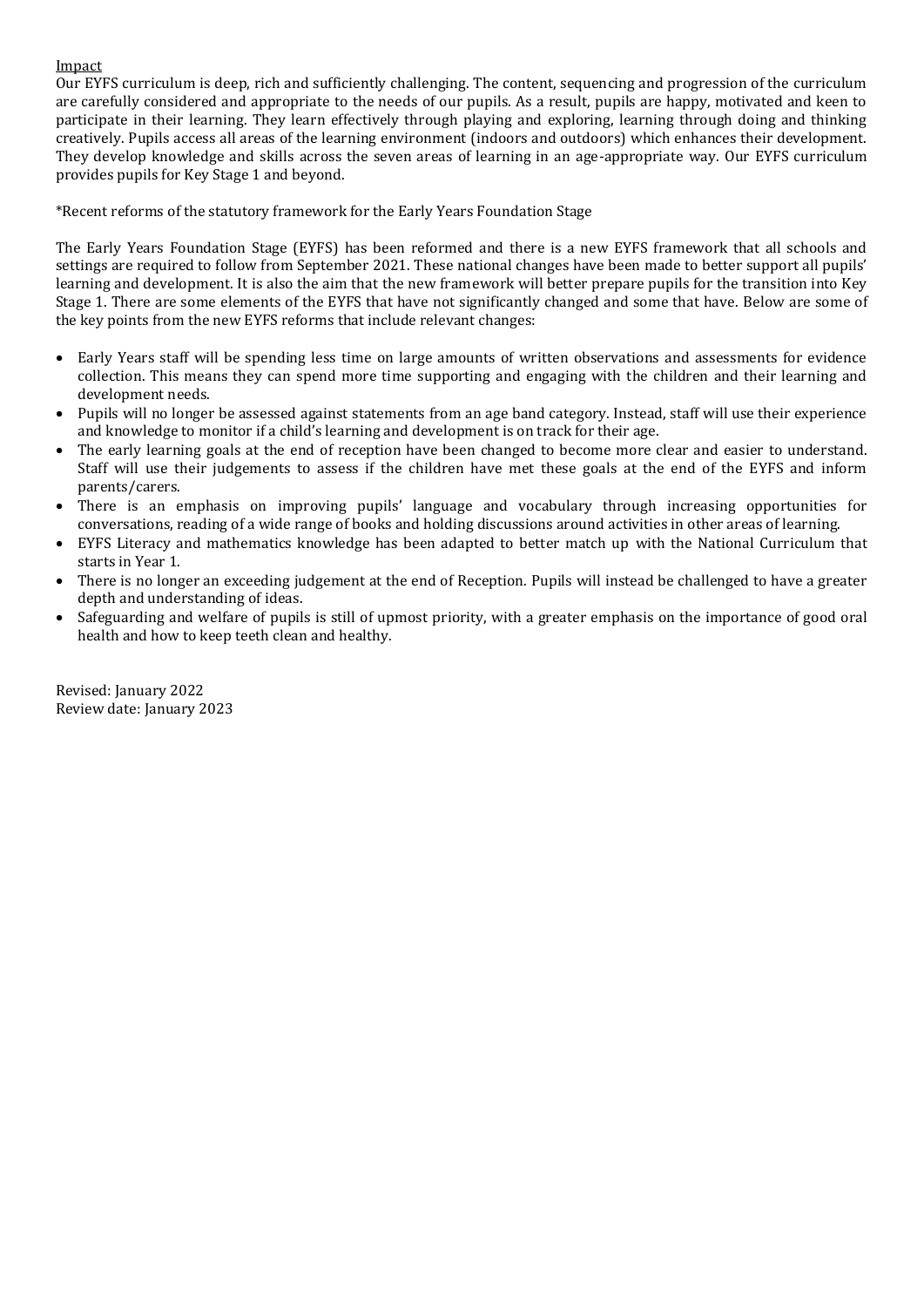Impact

Our EYFS curriculum is deep, rich and sufficiently challenging. The content, sequencing and progression of the curriculum are carefully considered and appropriate to the needs of our pupils. As a result, pupils are happy, motivated and keen to participate in their learning. They learn effectively through playing and exploring, learning through doing and thinking creatively. Pupils access all areas of the learning environment (indoors and outdoors) which enhances their development. They develop knowledge and skills across the seven areas of learning in an age-appropriate way. Our EYFS curriculum provides pupils for Key Stage 1 and beyond.

*Recent reforms of the statutory framework for the Early Years Foundation Stage

The Early Years Foundation Stage (EYFS) has been reformed and there is a new EYFS framework that all schools and settings are required to follow from September 2021. These national changes have been made to better support all pupils' learning and development. It is also the aim that the new framework will better prepare pupils for the transition into Key Stage 1. There are some elements of the EYFS that have not significantly changed and some that have. Below are some of the key points from the new EYFS reforms that include relevant changes:

- Early Years staff will be spending less time on large amounts of written observations and assessments for evidence collection. This means they can spend more time supporting and engaging with the children and their learning and development needs.
- Pupils will no longer be assessed against statements from an age band category. Instead, staff will use their experience and knowledge to monitor if a child's learning and development is on track for their age.
- The early learning goals at the end of reception have been changed to become more clear and easier to understand. Staff will use their judgements to assess if the children have met these goals at the end of the EYFS and inform parents/carers.
- There is an emphasis on improving pupils' language and vocabulary through increasing opportunities for conversations, reading of a wide range of books and holding discussions around activities in other areas of learning.
- EYFS Literacy and mathematics knowledge has been adapted to better match up with the National Curriculum that starts in Year 1.
- There is no longer an exceeding judgement at the end of Reception. Pupils will instead be challenged to have a greater depth and understanding of ideas.
- Safeguarding and welfare of pupils is still of upmost priority, with a greater emphasis on the importance of good oral health and how to keep teeth clean and healthy.

Revised: January 2022
Review date: January 2023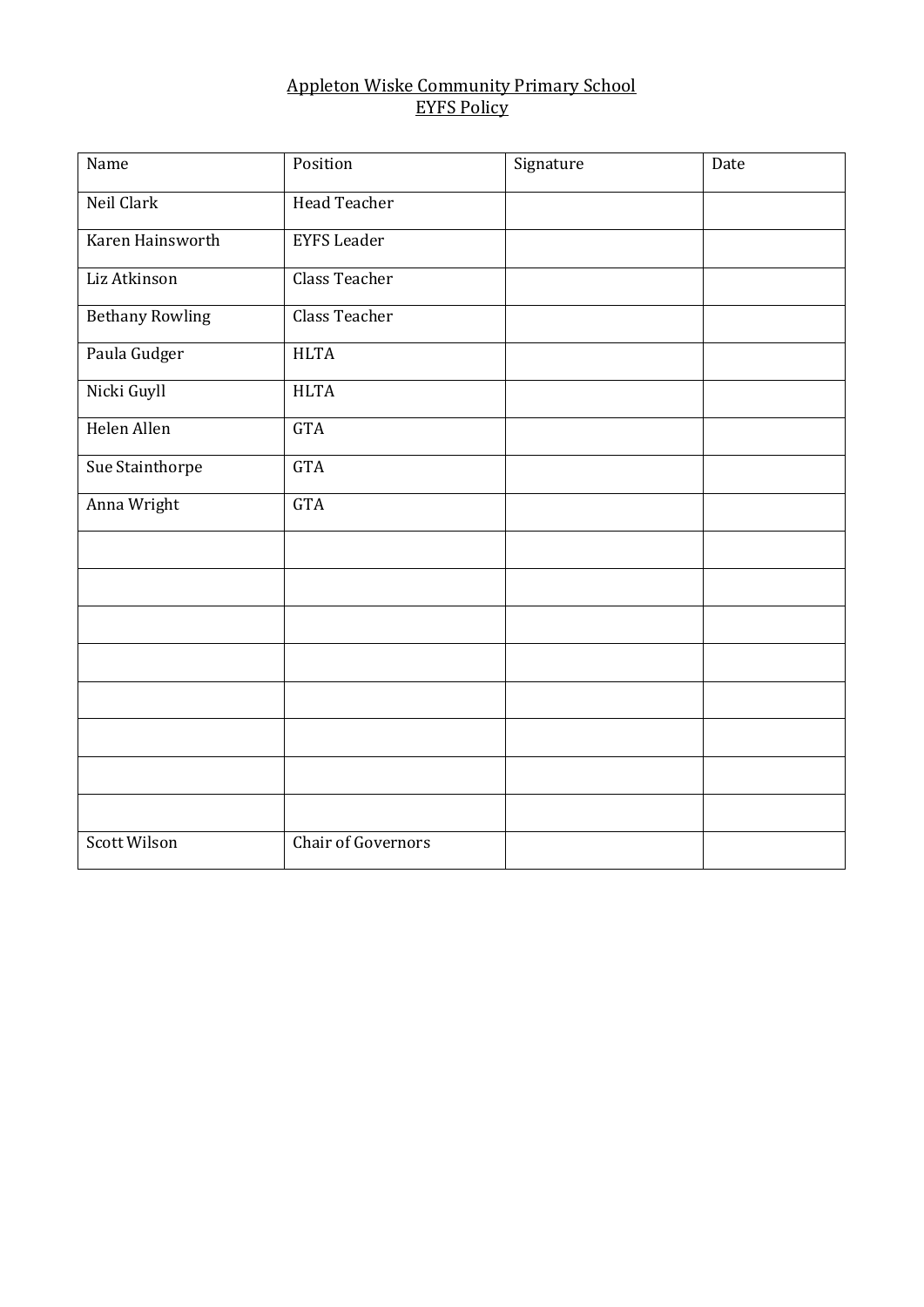<u>Appleton Wiske Community Primary School</u>
<u>EYFS Policy</u>

| Name | Position | Signature | Date |
|---|---|---|---|
| Neil Clark | Head Teacher | | |
| Karen Hainsworth | EYFS Leader | | |
| Liz Atkinson | Class Teacher | | |
| Bethany Rowling | Class Teacher | | |
| Paula Gudger | HLTA | | |
| Nicki Guyll | HLTA | | |
| Helen Allen | GTA | | |
| Sue Stainthorpe | GTA | | |
| Anna Wright | GTA | | |
| | | | |
| | | | |
| | | | |
| | | | |
| | | | |
| | | | |
| | | | |
| | | | |
| Scott Wilson | Chair of Governors | | |